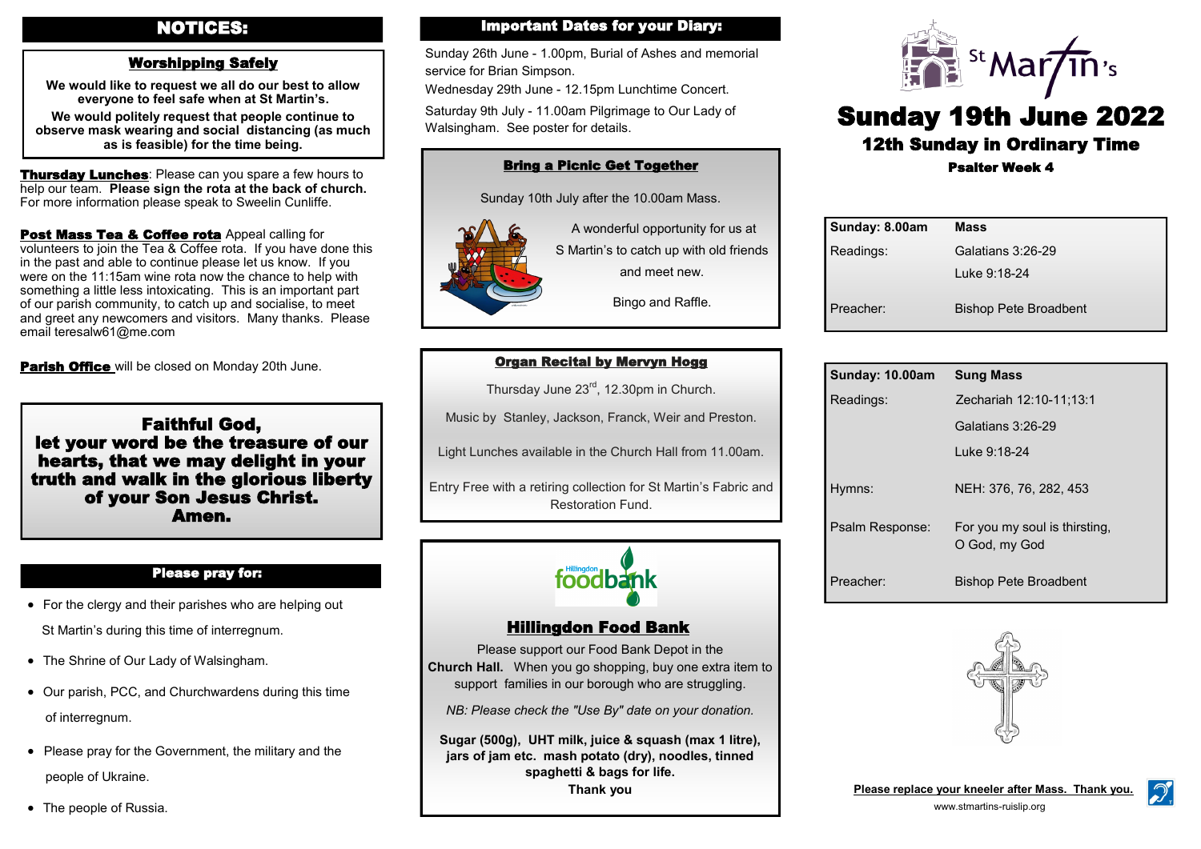# NOTICES:

## Worshipping Safely

**We would like to request we all do our best to allow everyone to feel safe when at St Martin's.**

**We would politely request that people continue to observe mask wearing and social distancing (as much as is feasible) for the time being.**

**Thursday Lunches**: Please can you spare a few hours to help our team. **Please sign the rota at the back of church.** For more information please speak to Sweelin Cunliffe.

**Post Mass Tea & Coffee rota** Appeal calling for volunteers to join the Tea & Coffee rota. If you have done this in the past and able to continue please let us know. If you were on the 11:15am wine rota now the chance to help with something a little less intoxicating. This is an important part of our parish community, to catch up and socialise, to meet and greet any newcomers and visitors. Many thanks. Please email teresalw61@me.com

**Parish Office** will be closed on Monday 20th June.

**Faithful God,**
**let your word be the treasure of our hearts, that we may delight in your truth and walk in the glorious liberty of your Son Jesus Christ.**
**Amen.**

## Please pray for:

- For the clergy and their parishes who are helping out St Martin's during this time of interregnum.
- The Shrine of Our Lady of Walsingham.
- Our parish, PCC, and Churchwardens during this time of interregnum.
- Please pray for the Government, the military and the people of Ukraine.
- The people of Russia.

## Important Dates for your Diary:

Sunday 26th June - 1.00pm, Burial of Ashes and memorial service for Brian Simpson.

Wednesday 29th June - 12.15pm Lunchtime Concert.

Saturday 9th July - 11.00am Pilgrimage to Our Lady of Walsingham. See poster for details.

## Bring a Picnic Get Together

Sunday 10th July after the 10.00am Mass.

A wonderful opportunity for us at S Martin's to catch up with old friends and meet new.

Bingo and Raffle.

## Organ Recital by Mervyn Hogg

Thursday June 23rd, 12.30pm in Church.

Music by Stanley, Jackson, Franck, Weir and Preston.

Light Lunches available in the Church Hall from 11.00am.

Entry Free with a retiring collection for St Martin's Fabric and Restoration Fund.

## Hillingdon Food Bank

Please support our Food Bank Depot in the **Church Hall.** When you go shopping, buy one extra item to support families in our borough who are struggling.

*NB: Please check the "Use By" date on your donation.*

**Sugar (500g), UHT milk, juice & squash (max 1 litre), jars of jam etc. mash potato (dry), noodles, tinned spaghetti & bags for life.**
**Thank you**

St Martin's

# Sunday 19th June 2022

## 12th Sunday in Ordinary Time

### Psalter Week 4

| Sunday: 8.00am | Mass |
|---|---|
| Readings: | Galatians 3:26-29 |
| | Luke 9:18-24 |
| Preacher: | Bishop Pete Broadbent |

| Sunday: 10.00am | Sung Mass |
|---|---|
| Readings: | Zechariah 12:10-11;13:1 |
| | Galatians 3:26-29 |
| | Luke 9:18-24 |
| Hymns: | NEH: 376, 76, 282, 453 |
| Psalm Response: | For you my soul is thirsting, O God, my God |
| Preacher: | Bishop Pete Broadbent |

**Please replace your kneeler after Mass. Thank you.**

www.stmartins-ruislip.org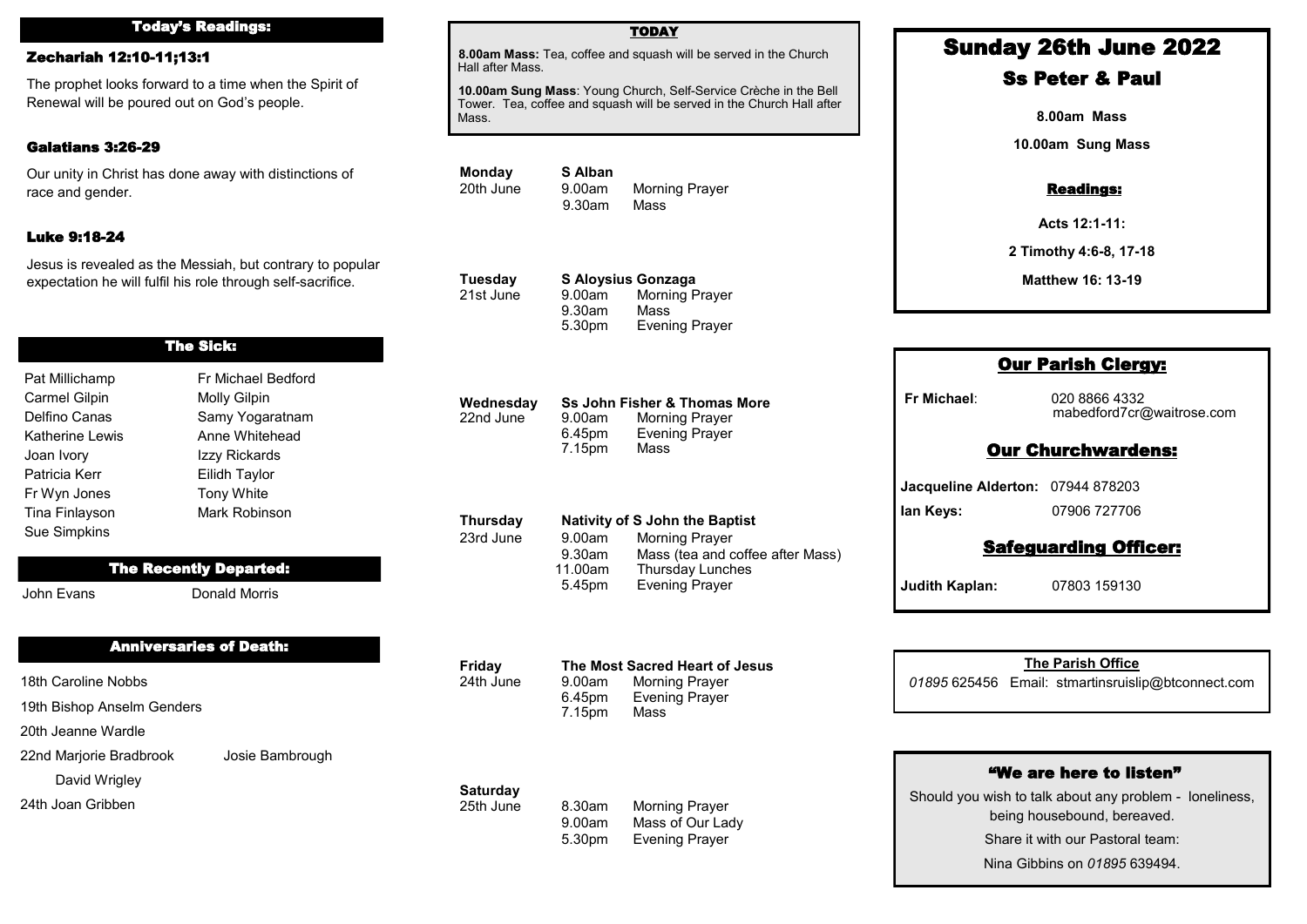## Today's Readings:

### Zechariah 12:10-11;13:1

The prophet looks forward to a time when the Spirit of Renewal will be poured out on God's people.

### Galatians 3:26-29

Our unity in Christ has done away with distinctions of race and gender.

### Luke 9:18-24

Jesus is revealed as the Messiah, but contrary to popular expectation he will fulfil his role through self-sacrifice.

## The Sick:

Pat Millichamp
Carmel Gilpin
Delfino Canas
Katherine Lewis
Joan Ivory
Patricia Kerr
Fr Wyn Jones
Tina Finlayson
Sue Simpkins
Fr Michael Bedford
Molly Gilpin
Samy Yogaratnam
Anne Whitehead
Izzy Rickards
Eilidh Taylor
Tony White
Mark Robinson

## The Recently Departed:

John Evans
Donald Morris

## Anniversaries of Death:

18th Caroline Nobbs

19th Bishop Anselm Genders

20th Jeanne Wardle

22nd Marjorie Bradbrook, Josie Bambrough, David Wrigley

24th Joan Gribben

## TODAY

**8.00am Mass:** Tea, coffee and squash will be served in the Church Hall after Mass.

**10.00am Sung Mass**: Young Church, Self-Service Crèche in the Bell Tower. Tea, coffee and squash will be served in the Church Hall after Mass.

**Monday** 20th June — **S Alban**
- 9.00am Morning Prayer
- 9.30am Mass

**Tuesday** 21st June — **S Aloysius Gonzaga**
- 9.00am Morning Prayer
- 9.30am Mass
- 5.30pm Evening Prayer

**Wednesday** 22nd June — **Ss John Fisher & Thomas More**
- 9.00am Morning Prayer
- 6.45pm Evening Prayer
- 7.15pm Mass

**Thursday** 23rd June — **Nativity of S John the Baptist**
- 9.00am Morning Prayer
- 9.30am Mass (tea and coffee after Mass)
- 11.00am Thursday Lunches
- 5.45pm Evening Prayer

**Friday** 24th June — **The Most Sacred Heart of Jesus**
- 9.00am Morning Prayer
- 6.45pm Evening Prayer
- 7.15pm Mass

**Saturday** 25th June
- 8.30am Morning Prayer
- 9.00am Mass of Our Lady
- 5.30pm Evening Prayer

# Sunday 26th June 2022

## Ss Peter & Paul

**8.00am Mass**

**10.00am Sung Mass**

### Readings:

**Acts 12:1-11:**

**2 Timothy 4:6-8, 17-18**

**Matthew 16: 13-19**

## Our Parish Clergy:

**Fr Michael**: 020 8866 4332 mabedford7cr@waitrose.com

## Our Churchwardens:

**Jacqueline Alderton:** 07944 878203

**Ian Keys:** 07906 727706

## Safeguarding Officer:

**Judith Kaplan:** 07803 159130

**The Parish Office**

*01895* 625456 Email: stmartinsruislip@btconnect.com

## "We are here to listen"

Should you wish to talk about any problem - loneliness, being housebound, bereaved.

Share it with our Pastoral team:

Nina Gibbins on *01895* 639494.